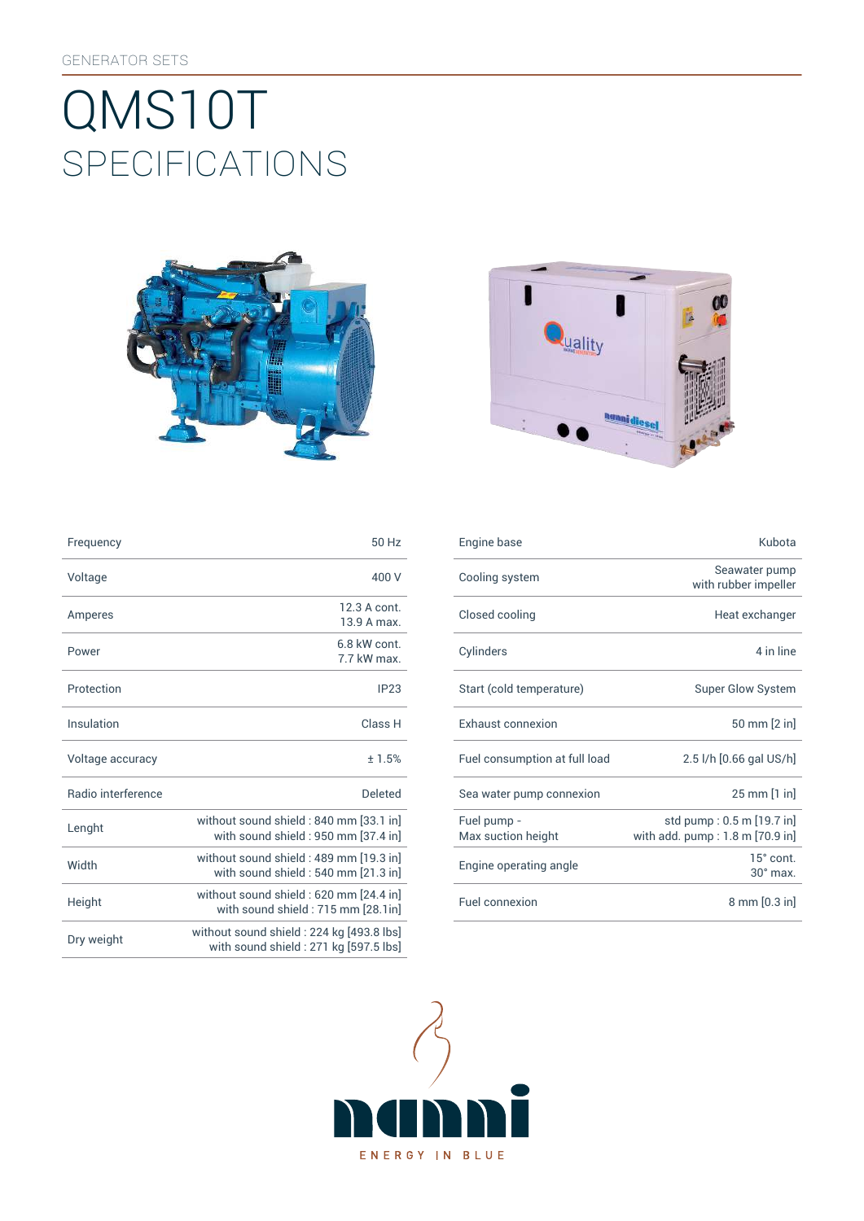GENERATOR SETS

# QMS10T

## SPECIFICATIONS

| | |
|---|---|
| Frequency | 50 Hz |
| Voltage | 400 V |
| Amperes | 12.3 A cont.<br>13.9 A max. |
| Power | 6.8 kW cont.<br>7.7 kW max. |
| Protection | IP23 |
| Insulation | Class H |
| Voltage accuracy | ± 1.5% |
| Radio interference | Deleted |
| Lenght | without sound shield : 840 mm [33.1 in]<br>with sound shield : 950 mm [37.4 in] |
| Width | without sound shield : 489 mm [19.3 in]<br>with sound shield : 540 mm [21.3 in] |
| Height | without sound shield : 620 mm [24.4 in]<br>with sound shield : 715 mm [28.1in] |
| Dry weight | without sound shield : 224 kg [493.8 lbs]<br>with sound shield : 271 kg [597.5 lbs] |

| | |
|---|---|
| Engine base | Kubota |
| Cooling system | Seawater pump<br>with rubber impeller |
| Closed cooling | Heat exchanger |
| Cylinders | 4 in line |
| Start (cold temperature) | Super Glow System |
| Exhaust connexion | 50 mm [2 in] |
| Fuel consumption at full load | 2.5 l/h [0.66 gal US/h] |
| Sea water pump connexion | 25 mm [1 in] |
| Fuel pump -<br>Max suction height | std pump : 0.5 m [19.7 in]<br>with add. pump : 1.8 m [70.9 in] |
| Engine operating angle | 15° cont.<br>30° max. |
| Fuel connexion | 8 mm [0.3 in] |

nanni

ENERGY IN BLUE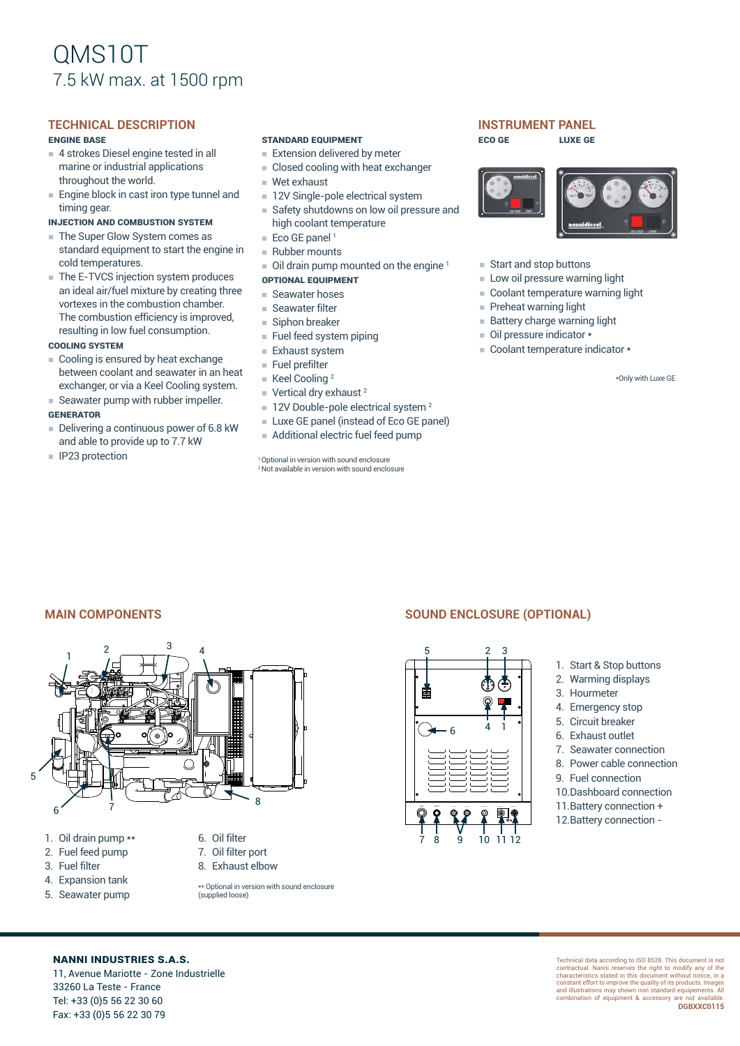# QMS10T

7.5 kW max. at 1500 rpm

## TECHNICAL DESCRIPTION

### ENGINE BASE

- 4 strokes Diesel engine tested in all marine or industrial applications throughout the world.
- Engine block in cast iron type tunnel and timing gear.

### INJECTION AND COMBUSTION SYSTEM

- The Super Glow System comes as standard equipment to start the engine in cold temperatures.
- The E-TVCS injection system produces an ideal air/fuel mixture by creating three vortexes in the combustion chamber. The combustion efficiency is improved, resulting in low fuel consumption.

### COOLING SYSTEM

- Cooling is ensured by heat exchange between coolant and seawater in an heat exchanger, or via a Keel Cooling system.
- Seawater pump with rubber impeller.

### GENERATOR

- Delivering a continuous power of 6.8 kW and able to provide up to 7.7 kW
- IP23 protection

### STANDARD EQUIPMENT

- Extension delivered by meter
- Closed cooling with heat exchanger
- Wet exhaust
- 12V Single-pole electrical system
- Safety shutdowns on low oil pressure and high coolant temperature
- Eco GE panel [1]
- Rubber mounts
- Oil drain pump mounted on the engine [1]

### OPTIONAL EQUIPMENT

- Seawater hoses
- Seawater filter
- Siphon breaker
- Fuel feed system piping
- Exhaust system
- Fuel prefilter
- Keel Cooling [2]
- Vertical dry exhaust [2]
- 12V Double-pole electrical system [2]
- Luxe GE panel (instead of Eco GE panel)
- Additional electric fuel feed pump

[1] Optional in version with sound enclosure
[2] Not available in version with sound enclosure

## INSTRUMENT PANEL

ECO GE

LUXE GE

- Start and stop buttons
- Low oil pressure warning light
- Coolant temperature warning light
- Preheat warning light
- Battery charge warning light
- Oil pressure indicator *
- Coolant temperature indicator *

*Only with Luxe GE

## MAIN COMPONENTS

1. Oil drain pump **
2. Fuel feed pump
3. Fuel filter
4. Expansion tank
5. Seawater pump
6. Oil filter
7. Oil filter port
8. Exhaust elbow

** Optional in version with sound enclosure (supplied loose)

## SOUND ENCLOSURE (OPTIONAL)

1. Start & Stop buttons
2. Warming displays
3. Hourmeter
4. Emergency stop
5. Circuit breaker
6. Exhaust outlet
7. Seawater connection
8. Power cable connection
9. Fuel connection
10. Dashboard connection
11. Battery connection +
12. Battery connection -

**NANNI INDUSTRIES S.A.S.**
11, Avenue Mariotte - Zone Industrielle
33260 La Teste - France
Tel: +33 (0)5 56 22 30 60
Fax: +33 (0)5 56 22 30 79

Technical data according to ISO 8528. This document is not contractual. Nanni reserves the right to modify any of the characteristics stated in this document without notice, in a constant effort to improve the quality of its products. Images and illustrations may shown non standard equipements. All combination of equipment & accessory are not available.
DGBXXC0115